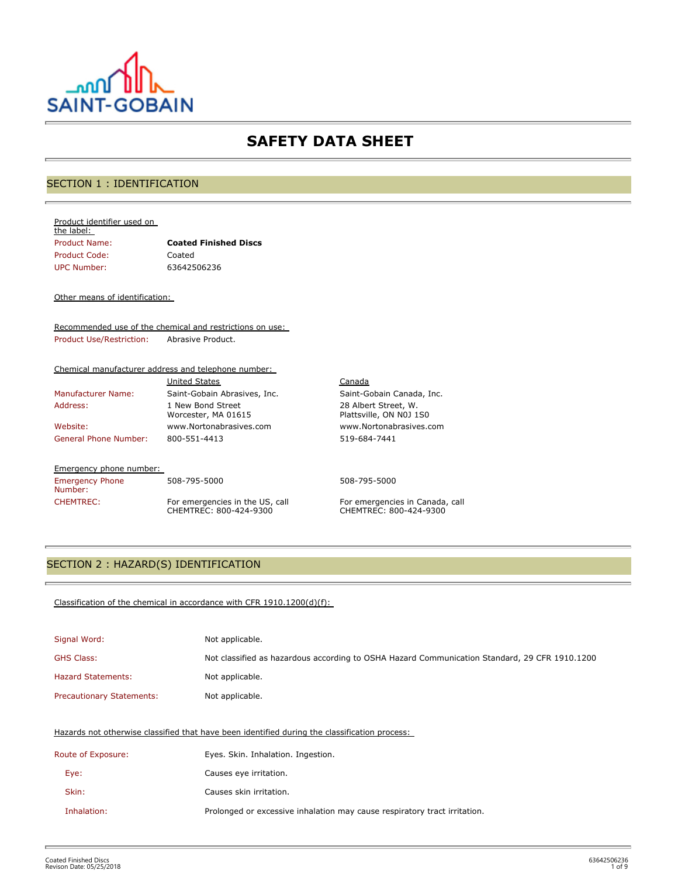SAINT-GOBAIN

# SAFETY DATA SHEET

## SECTION 1 : IDENTIFICATION

Product identifier used on the label:

| | |
|---|---|
| Product Name: | **Coated Finished Discs** |
| Product Code: | Coated |
| UPC Number: | 63642506236 |

Other means of identification:

Recommended use of the chemical and restrictions on use:

| | |
|---|---|
| Product Use/Restriction: | Abrasive Product. |

Chemical manufacturer address and telephone number:

| | United States | Canada |
|---|---|---|
| Manufacturer Name: | Saint-Gobain Abrasives, Inc. | Saint-Gobain Canada, Inc. |
| Address: | 1 New Bond Street Worcester, MA 01615 | 28 Albert Street, W. Plattsville, ON N0J 1S0 |
| Website: | www.Nortonabrasives.com | www.Nortonabrasives.com |
| General Phone Number: | 800-551-4413 | 519-684-7441 |

Emergency phone number:

| | | |
|---|---|---|
| Emergency Phone Number: | 508-795-5000 | 508-795-5000 |
| CHEMTREC: | For emergencies in the US, call CHEMTREC: 800-424-9300 | For emergencies in Canada, call CHEMTREC: 800-424-9300 |

## SECTION 2 : HAZARD(S) IDENTIFICATION

Classification of the chemical in accordance with CFR 1910.1200(d)(f):

| | |
|---|---|
| Signal Word: | Not applicable. |
| GHS Class: | Not classified as hazardous according to OSHA Hazard Communication Standard, 29 CFR 1910.1200 |
| Hazard Statements: | Not applicable. |
| Precautionary Statements: | Not applicable. |

Hazards not otherwise classified that have been identified during the classification process:

| | |
|---|---|
| Route of Exposure: | Eyes. Skin. Inhalation. Ingestion. |
| Eye: | Causes eye irritation. |
| Skin: | Causes skin irritation. |
| Inhalation: | Prolonged or excessive inhalation may cause respiratory tract irritation. |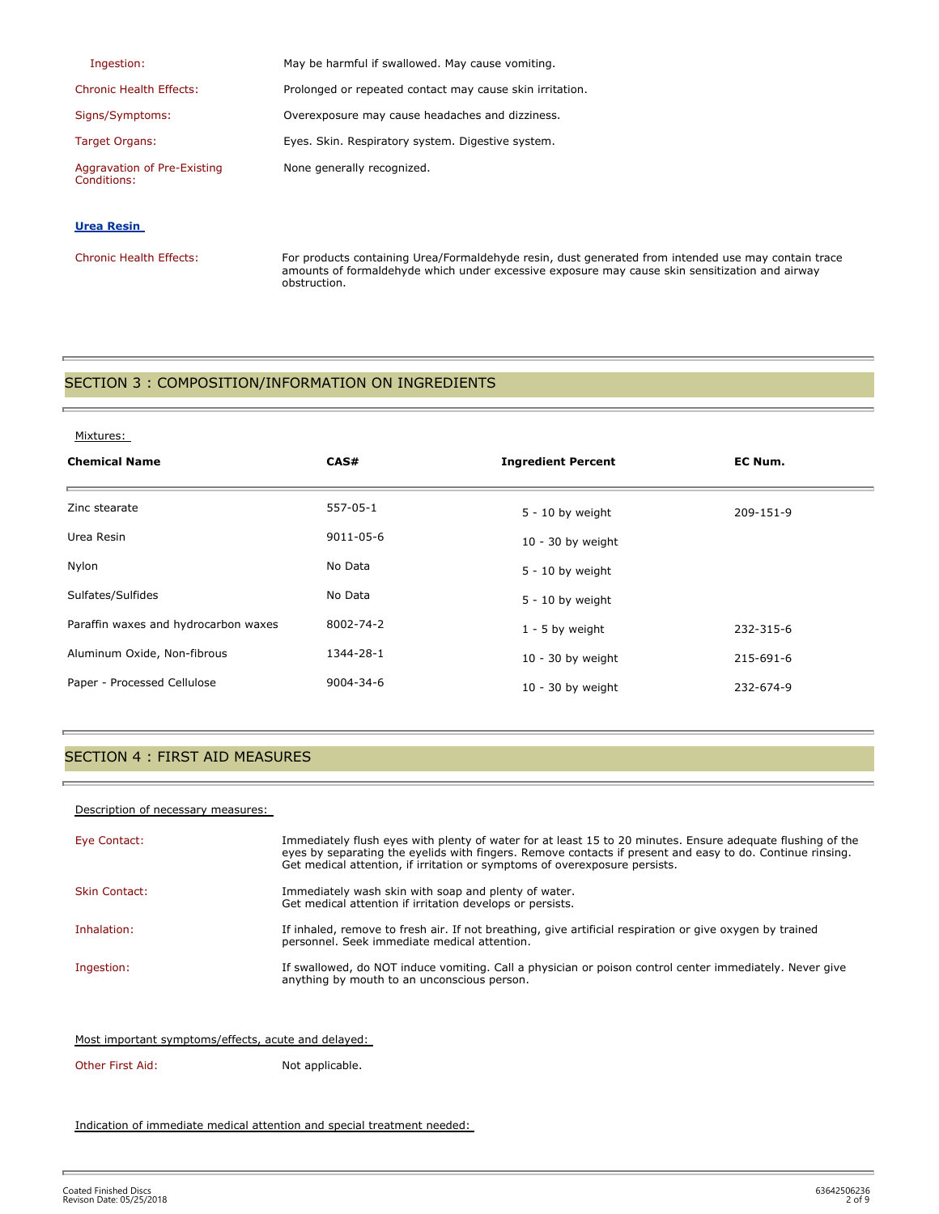| | |
|---|---|
| Ingestion: | May be harmful if swallowed. May cause vomiting. |
| Chronic Health Effects: | Prolonged or repeated contact may cause skin irritation. |
| Signs/Symptoms: | Overexposure may cause headaches and dizziness. |
| Target Organs: | Eyes. Skin. Respiratory system. Digestive system. |
| Aggravation of Pre-Existing Conditions: | None generally recognized. |

**Urea Resin**

| | |
|---|---|
| Chronic Health Effects: | For products containing Urea/Formaldehyde resin, dust generated from intended use may contain trace amounts of formaldehyde which under excessive exposure may cause skin sensitization and airway obstruction. |

## SECTION 3 : COMPOSITION/INFORMATION ON INGREDIENTS

Mixtures:

| Chemical Name | CAS# | Ingredient Percent | EC Num. |
|---|---|---|---|
| Zinc stearate | 557-05-1 | 5 - 10 by weight | 209-151-9 |
| Urea Resin | 9011-05-6 | 10 - 30 by weight | |
| Nylon | No Data | 5 - 10 by weight | |
| Sulfates/Sulfides | No Data | 5 - 10 by weight | |
| Paraffin waxes and hydrocarbon waxes | 8002-74-2 | 1 - 5 by weight | 232-315-6 |
| Aluminum Oxide, Non-fibrous | 1344-28-1 | 10 - 30 by weight | 215-691-6 |
| Paper - Processed Cellulose | 9004-34-6 | 10 - 30 by weight | 232-674-9 |

## SECTION 4 : FIRST AID MEASURES

Description of necessary measures:

| | |
|---|---|
| Eye Contact: | Immediately flush eyes with plenty of water for at least 15 to 20 minutes. Ensure adequate flushing of the eyes by separating the eyelids with fingers. Remove contacts if present and easy to do. Continue rinsing. Get medical attention, if irritation or symptoms of overexposure persists. |
| Skin Contact: | Immediately wash skin with soap and plenty of water. Get medical attention if irritation develops or persists. |
| Inhalation: | If inhaled, remove to fresh air. If not breathing, give artificial respiration or give oxygen by trained personnel. Seek immediate medical attention. |
| Ingestion: | If swallowed, do NOT induce vomiting. Call a physician or poison control center immediately. Never give anything by mouth to an unconscious person. |

Most important symptoms/effects, acute and delayed:

| | |
|---|---|
| Other First Aid: | Not applicable. |

Indication of immediate medical attention and special treatment needed: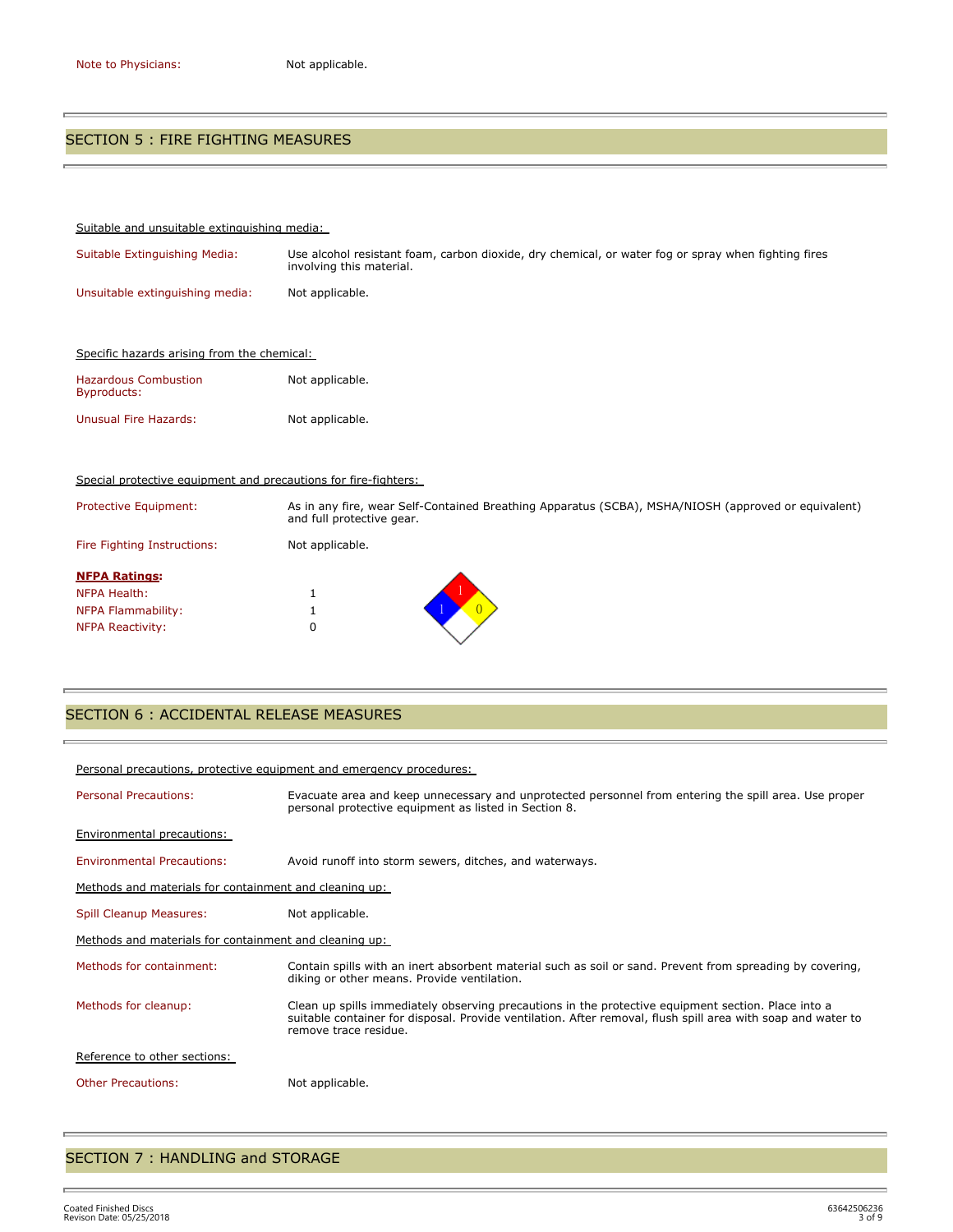| | |
|---|---|
| Note to Physicians: | Not applicable. |

## SECTION 5 : FIRE FIGHTING MEASURES

Suitable and unsuitable extinguishing media:

| | |
|---|---|
| Suitable Extinguishing Media: | Use alcohol resistant foam, carbon dioxide, dry chemical, or water fog or spray when fighting fires involving this material. |
| Unsuitable extinguishing media: | Not applicable. |

Specific hazards arising from the chemical:

| | |
|---|---|
| Hazardous Combustion Byproducts: | Not applicable. |
| Unusual Fire Hazards: | Not applicable. |

Special protective equipment and precautions for fire-fighters:

| | |
|---|---|
| Protective Equipment: | As in any fire, wear Self-Contained Breathing Apparatus (SCBA), MSHA/NIOSH (approved or equivalent) and full protective gear. |
| Fire Fighting Instructions: | Not applicable. |

**NFPA Ratings:**

| | |
|---|---|
| NFPA Health: | 1 |
| NFPA Flammability: | 1 |
| NFPA Reactivity: | 0 |

## SECTION 6 : ACCIDENTAL RELEASE MEASURES

Personal precautions, protective equipment and emergency procedures:

| | |
|---|---|
| Personal Precautions: | Evacuate area and keep unnecessary and unprotected personnel from entering the spill area. Use proper personal protective equipment as listed in Section 8. |

Environmental precautions:

| | |
|---|---|
| Environmental Precautions: | Avoid runoff into storm sewers, ditches, and waterways. |

Methods and materials for containment and cleaning up:

| | |
|---|---|
| Spill Cleanup Measures: | Not applicable. |

Methods and materials for containment and cleaning up:

| | |
|---|---|
| Methods for containment: | Contain spills with an inert absorbent material such as soil or sand. Prevent from spreading by covering, diking or other means. Provide ventilation. |
| Methods for cleanup: | Clean up spills immediately observing precautions in the protective equipment section. Place into a suitable container for disposal. Provide ventilation. After removal, flush spill area with soap and water to remove trace residue. |

Reference to other sections:

| | |
|---|---|
| Other Precautions: | Not applicable. |

## SECTION 7 : HANDLING and STORAGE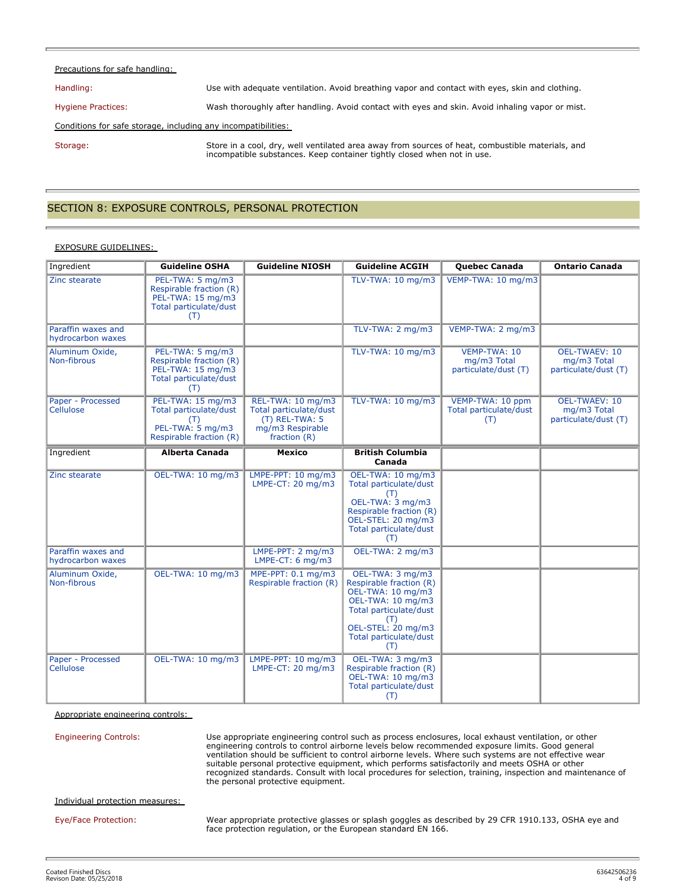Precautions for safe handling:

Handling: Use with adequate ventilation. Avoid breathing vapor and contact with eyes, skin and clothing.

Hygiene Practices: Wash thoroughly after handling. Avoid contact with eyes and skin. Avoid inhaling vapor or mist.

Conditions for safe storage, including any incompatibilities:

Storage: Store in a cool, dry, well ventilated area away from sources of heat, combustible materials, and incompatible substances. Keep container tightly closed when not in use.

## SECTION 8: EXPOSURE CONTROLS, PERSONAL PROTECTION

EXPOSURE GUIDELINES:

| Ingredient | Guideline OSHA | Guideline NIOSH | Guideline ACGIH | Quebec Canada | Ontario Canada |
|---|---|---|---|---|---|
| Zinc stearate | PEL-TWA: 5 mg/m3 Respirable fraction (R) PEL-TWA: 15 mg/m3 Total particulate/dust (T) | | TLV-TWA: 10 mg/m3 | VEMP-TWA: 10 mg/m3 | |
| Paraffin waxes and hydrocarbon waxes | | | TLV-TWA: 2 mg/m3 | VEMP-TWA: 2 mg/m3 | |
| Aluminum Oxide, Non-fibrous | PEL-TWA: 5 mg/m3 Respirable fraction (R) PEL-TWA: 15 mg/m3 Total particulate/dust (T) | | TLV-TWA: 10 mg/m3 | VEMP-TWA: 10 mg/m3 Total particulate/dust (T) | OEL-TWAEV: 10 mg/m3 Total particulate/dust (T) |
| Paper - Processed Cellulose | PEL-TWA: 15 mg/m3 Total particulate/dust (T) PEL-TWA: 5 mg/m3 Respirable fraction (R) | REL-TWA: 10 mg/m3 Total particulate/dust (T) REL-TWA: 5 mg/m3 Respirable fraction (R) | TLV-TWA: 10 mg/m3 | VEMP-TWA: 10 ppm Total particulate/dust (T) | OEL-TWAEV: 10 mg/m3 Total particulate/dust (T) |
| **Ingredient** | **Alberta Canada** | **Mexico** | **British Columbia Canada** | | |
| Zinc stearate | OEL-TWA: 10 mg/m3 | LMPE-PPT: 10 mg/m3 LMPE-CT: 20 mg/m3 | OEL-TWA: 10 mg/m3 Total particulate/dust (T) OEL-TWA: 3 mg/m3 Respirable fraction (R) OEL-STEL: 20 mg/m3 Total particulate/dust (T) | | |
| Paraffin waxes and hydrocarbon waxes | | LMPE-PPT: 2 mg/m3 LMPE-CT: 6 mg/m3 | OEL-TWA: 2 mg/m3 | | |
| Aluminum Oxide, Non-fibrous | OEL-TWA: 10 mg/m3 | MPE-PPT: 0.1 mg/m3 Respirable fraction (R) | OEL-TWA: 3 mg/m3 Respirable fraction (R) OEL-TWA: 10 mg/m3 OEL-TWA: 10 mg/m3 Total particulate/dust (T) OEL-STEL: 20 mg/m3 Total particulate/dust (T) | | |
| Paper - Processed Cellulose | OEL-TWA: 10 mg/m3 | LMPE-PPT: 10 mg/m3 LMPE-CT: 20 mg/m3 | OEL-TWA: 3 mg/m3 Respirable fraction (R) OEL-TWA: 10 mg/m3 Total particulate/dust (T) | | |

Appropriate engineering controls:

Engineering Controls: Use appropriate engineering control such as process enclosures, local exhaust ventilation, or other engineering controls to control airborne levels below recommended exposure limits. Good general ventilation should be sufficient to control airborne levels. Where such systems are not effective wear suitable personal protective equipment, which performs satisfactorily and meets OSHA or other recognized standards. Consult with local procedures for selection, training, inspection and maintenance of the personal protective equipment.

Individual protection measures:

Eye/Face Protection: Wear appropriate protective glasses or splash goggles as described by 29 CFR 1910.133, OSHA eye and face protection regulation, or the European standard EN 166.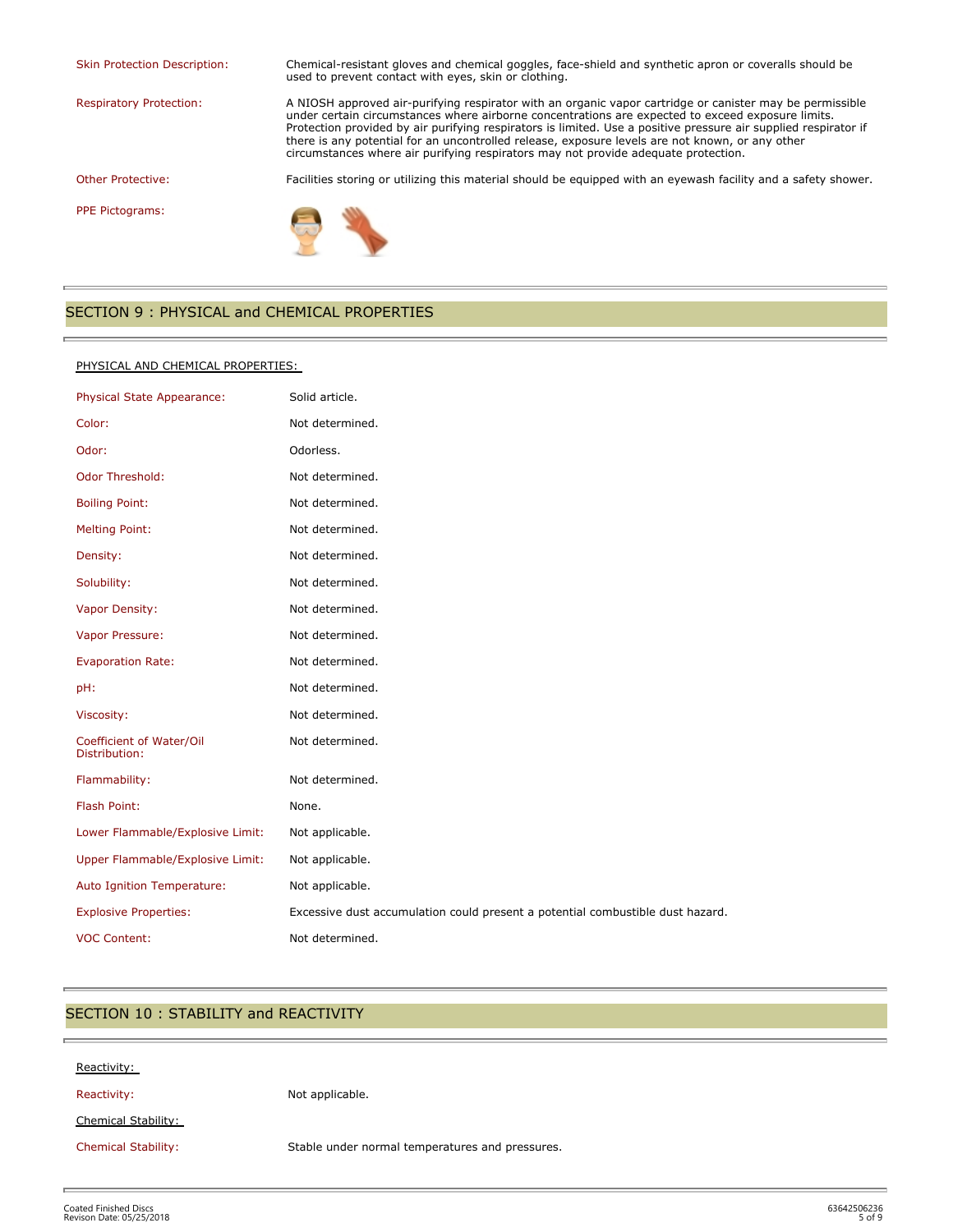| | |
|---|---|
| Skin Protection Description: | Chemical-resistant gloves and chemical goggles, face-shield and synthetic apron or coveralls should be used to prevent contact with eyes, skin or clothing. |
| Respiratory Protection: | A NIOSH approved air-purifying respirator with an organic vapor cartridge or canister may be permissible under certain circumstances where airborne concentrations are expected to exceed exposure limits. Protection provided by air purifying respirators is limited. Use a positive pressure air supplied respirator if there is any potential for an uncontrolled release, exposure levels are not known, or any other circumstances where air purifying respirators may not provide adequate protection. |
| Other Protective: | Facilities storing or utilizing this material should be equipped with an eyewash facility and a safety shower. |
| PPE Pictograms: | |

## SECTION 9 : PHYSICAL and CHEMICAL PROPERTIES

PHYSICAL AND CHEMICAL PROPERTIES:

| | |
|---|---|
| Physical State Appearance: | Solid article. |
| Color: | Not determined. |
| Odor: | Odorless. |
| Odor Threshold: | Not determined. |
| Boiling Point: | Not determined. |
| Melting Point: | Not determined. |
| Density: | Not determined. |
| Solubility: | Not determined. |
| Vapor Density: | Not determined. |
| Vapor Pressure: | Not determined. |
| Evaporation Rate: | Not determined. |
| pH: | Not determined. |
| Viscosity: | Not determined. |
| Coefficient of Water/Oil Distribution: | Not determined. |
| Flammability: | Not determined. |
| Flash Point: | None. |
| Lower Flammable/Explosive Limit: | Not applicable. |
| Upper Flammable/Explosive Limit: | Not applicable. |
| Auto Ignition Temperature: | Not applicable. |
| Explosive Properties: | Excessive dust accumulation could present a potential combustible dust hazard. |
| VOC Content: | Not determined. |

## SECTION 10 : STABILITY and REACTIVITY

Reactivity:

| | |
|---|---|
| Reactivity: | Not applicable. |

Chemical Stability:

| | |
|---|---|
| Chemical Stability: | Stable under normal temperatures and pressures. |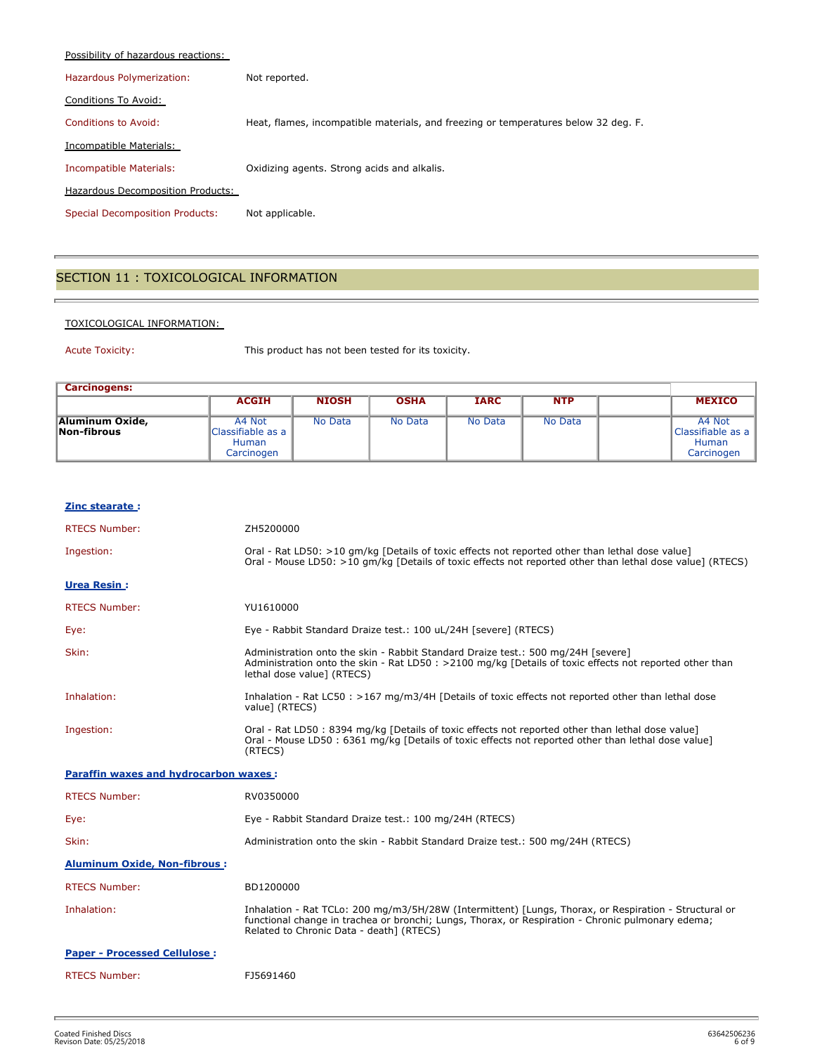Possibility of hazardous reactions:

Hazardous Polymerization: Not reported.

Conditions To Avoid:

Conditions to Avoid: Heat, flames, incompatible materials, and freezing or temperatures below 32 deg. F.

Incompatible Materials:

Incompatible Materials: Oxidizing agents. Strong acids and alkalis.

Hazardous Decomposition Products:

Special Decomposition Products: Not applicable.

## SECTION 11 : TOXICOLOGICAL INFORMATION

TOXICOLOGICAL INFORMATION:

Acute Toxicity: This product has not been tested for its toxicity.

| **Carcinogens:** | | | | | | | |
|---|---|---|---|---|---|---|---|
| | **ACGIH** | **NIOSH** | **OSHA** | **IARC** | **NTP** | | **MEXICO** |
| **Aluminum Oxide, Non-fibrous** | A4 Not Classifiable as a Human Carcinogen | No Data | No Data | No Data | No Data | | A4 Not Classifiable as a Human Carcinogen |

**Zinc stearate :**

RTECS Number: ZH5200000

Ingestion: Oral - Rat LD50: >10 gm/kg [Details of toxic effects not reported other than lethal dose value]
Oral - Mouse LD50: >10 gm/kg [Details of toxic effects not reported other than lethal dose value] (RTECS)

**Urea Resin :**

RTECS Number: YU1610000

Eye: Eye - Rabbit Standard Draize test.: 100 uL/24H [severe] (RTECS)

Skin: Administration onto the skin - Rabbit Standard Draize test.: 500 mg/24H [severe]
Administration onto the skin - Rat LD50 : >2100 mg/kg [Details of toxic effects not reported other than lethal dose value] (RTECS)

Inhalation: Inhalation - Rat LC50 : >167 mg/m3/4H [Details of toxic effects not reported other than lethal dose value] (RTECS)

Ingestion: Oral - Rat LD50 : 8394 mg/kg [Details of toxic effects not reported other than lethal dose value]
Oral - Mouse LD50 : 6361 mg/kg [Details of toxic effects not reported other than lethal dose value] (RTECS)

**Paraffin waxes and hydrocarbon waxes :**

RTECS Number: RV0350000

Eye: Eye - Rabbit Standard Draize test.: 100 mg/24H (RTECS)

Skin: Administration onto the skin - Rabbit Standard Draize test.: 500 mg/24H (RTECS)

**Aluminum Oxide, Non-fibrous :**

RTECS Number: BD1200000

Inhalation: Inhalation - Rat TCLo: 200 mg/m3/5H/28W (Intermittent) [Lungs, Thorax, or Respiration - Structural or functional change in trachea or bronchi; Lungs, Thorax, or Respiration - Chronic pulmonary edema; Related to Chronic Data - death] (RTECS)

**Paper - Processed Cellulose :**

RTECS Number: FJ5691460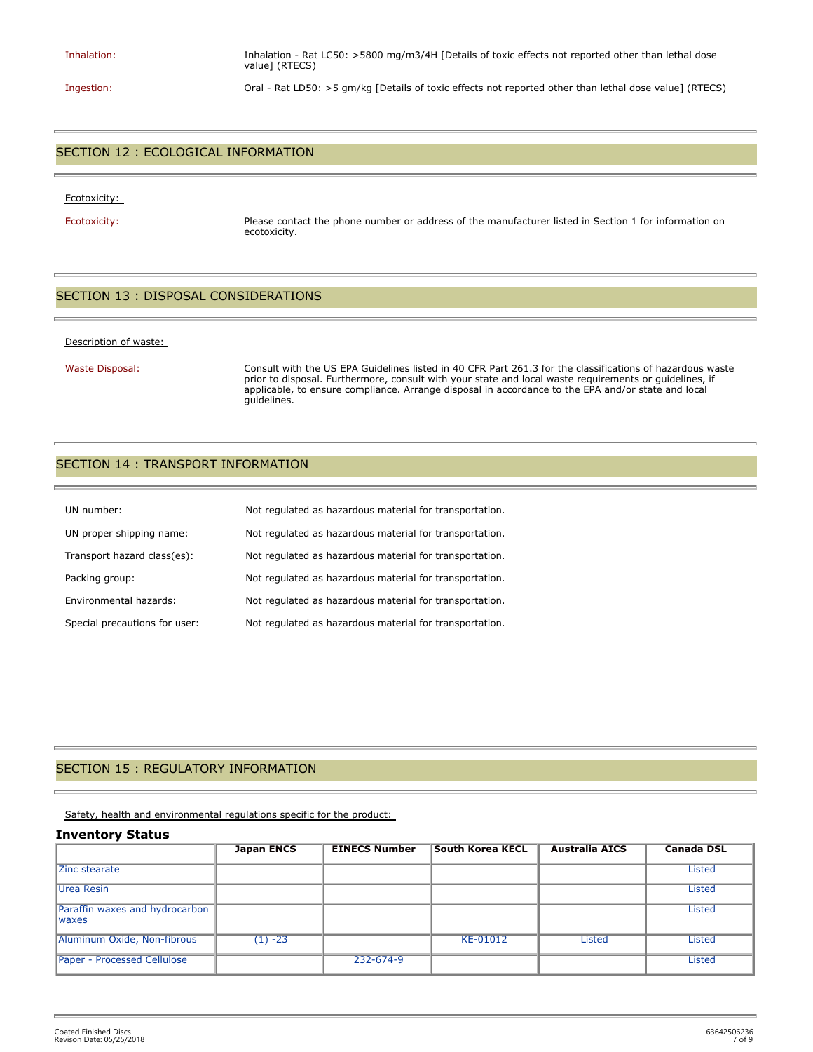Inhalation: Inhalation - Rat LC50: >5800 mg/m3/4H [Details of toxic effects not reported other than lethal dose value] (RTECS)

Ingestion: Oral - Rat LD50: >5 gm/kg [Details of toxic effects not reported other than lethal dose value] (RTECS)

## SECTION 12 : ECOLOGICAL INFORMATION

Ecotoxicity:

Ecotoxicity: Please contact the phone number or address of the manufacturer listed in Section 1 for information on ecotoxicity.

## SECTION 13 : DISPOSAL CONSIDERATIONS

Description of waste:

Waste Disposal: Consult with the US EPA Guidelines listed in 40 CFR Part 261.3 for the classifications of hazardous waste prior to disposal. Furthermore, consult with your state and local waste requirements or guidelines, if applicable, to ensure compliance. Arrange disposal in accordance to the EPA and/or state and local guidelines.

## SECTION 14 : TRANSPORT INFORMATION

UN number: Not regulated as hazardous material for transportation.

UN proper shipping name: Not regulated as hazardous material for transportation.

Transport hazard class(es): Not regulated as hazardous material for transportation.

Packing group: Not regulated as hazardous material for transportation.

Environmental hazards: Not regulated as hazardous material for transportation.

Special precautions for user: Not regulated as hazardous material for transportation.

## SECTION 15 : REGULATORY INFORMATION

Safety, health and environmental regulations specific for the product:

### Inventory Status

| | Japan ENCS | EINECS Number | South Korea KECL | Australia AICS | Canada DSL |
|---|---|---|---|---|---|
| Zinc stearate | | | | | Listed |
| Urea Resin | | | | | Listed |
| Paraffin waxes and hydrocarbon waxes | | | | | Listed |
| Aluminum Oxide, Non-fibrous | (1) -23 | | KE-01012 | Listed | Listed |
| Paper - Processed Cellulose | | 232-674-9 | | | Listed |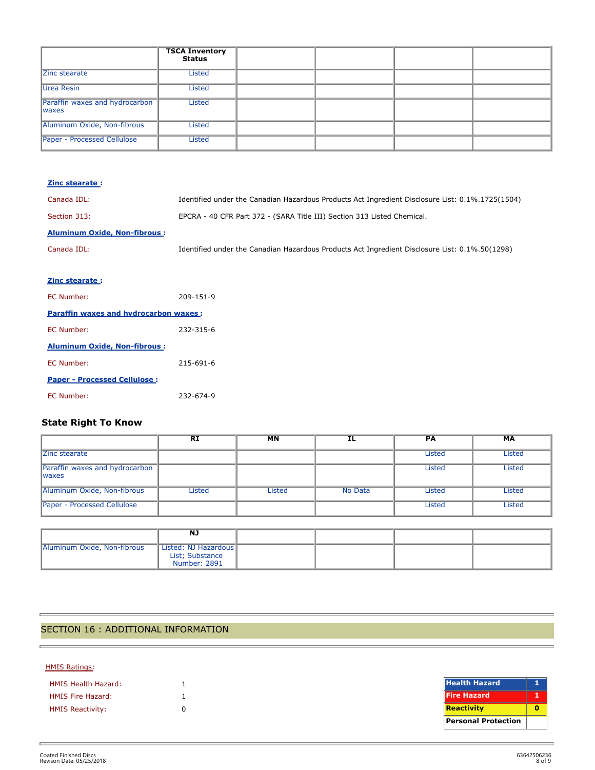| | TSCA Inventory Status | | | | |
|---|---|---|---|---|---|
| Zinc stearate | Listed | | | | |
| Urea Resin | Listed | | | | |
| Paraffin waxes and hydrocarbon waxes | Listed | | | | |
| Aluminum Oxide, Non-fibrous | Listed | | | | |
| Paper - Processed Cellulose | Listed | | | | |

**Zinc stearate :**

Canada IDL: Identified under the Canadian Hazardous Products Act Ingredient Disclosure List: 0.1%.1725(1504)

Section 313: EPCRA - 40 CFR Part 372 - (SARA Title III) Section 313 Listed Chemical.

**Aluminum Oxide, Non-fibrous :**

Canada IDL: Identified under the Canadian Hazardous Products Act Ingredient Disclosure List: 0.1%.50(1298)

**Zinc stearate :**

EC Number: 209-151-9

**Paraffin waxes and hydrocarbon waxes :**

EC Number: 232-315-6

**Aluminum Oxide, Non-fibrous :**

EC Number: 215-691-6

**Paper - Processed Cellulose :**

EC Number: 232-674-9

### State Right To Know

| | RI | MN | IL | PA | MA |
|---|---|---|---|---|---|
| Zinc stearate | | | | Listed | Listed |
| Paraffin waxes and hydrocarbon waxes | | | | Listed | Listed |
| Aluminum Oxide, Non-fibrous | Listed | Listed | No Data | Listed | Listed |
| Paper - Processed Cellulose | | | | Listed | Listed |

| | NJ | | | | |
|---|---|---|---|---|---|
| Aluminum Oxide, Non-fibrous | Listed: NJ Hazardous List; Substance Number: 2891 | | | | |

## SECTION 16 : ADDITIONAL INFORMATION

HMIS Ratings:

HMIS Health Hazard: 1

HMIS Fire Hazard: 1

HMIS Reactivity: 0

| Health Hazard | 1 |
|---|---|
| Fire Hazard | 1 |
| Reactivity | 0 |
| Personal Protection | |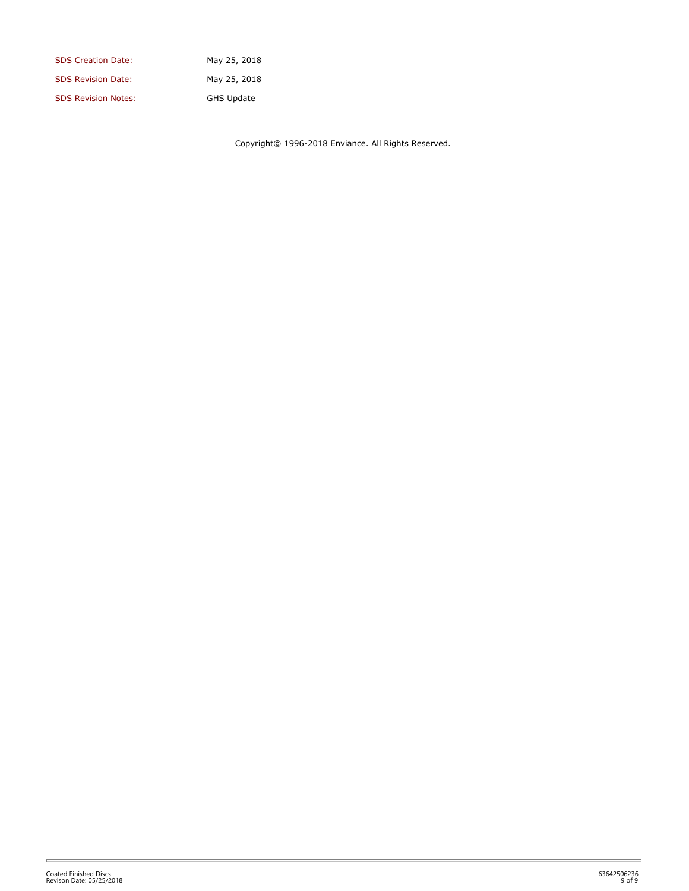| | |
|---|---|
| SDS Creation Date: | May 25, 2018 |
| SDS Revision Date: | May 25, 2018 |
| SDS Revision Notes: | GHS Update |

Copyright© 1996-2018 Enviance. All Rights Reserved.